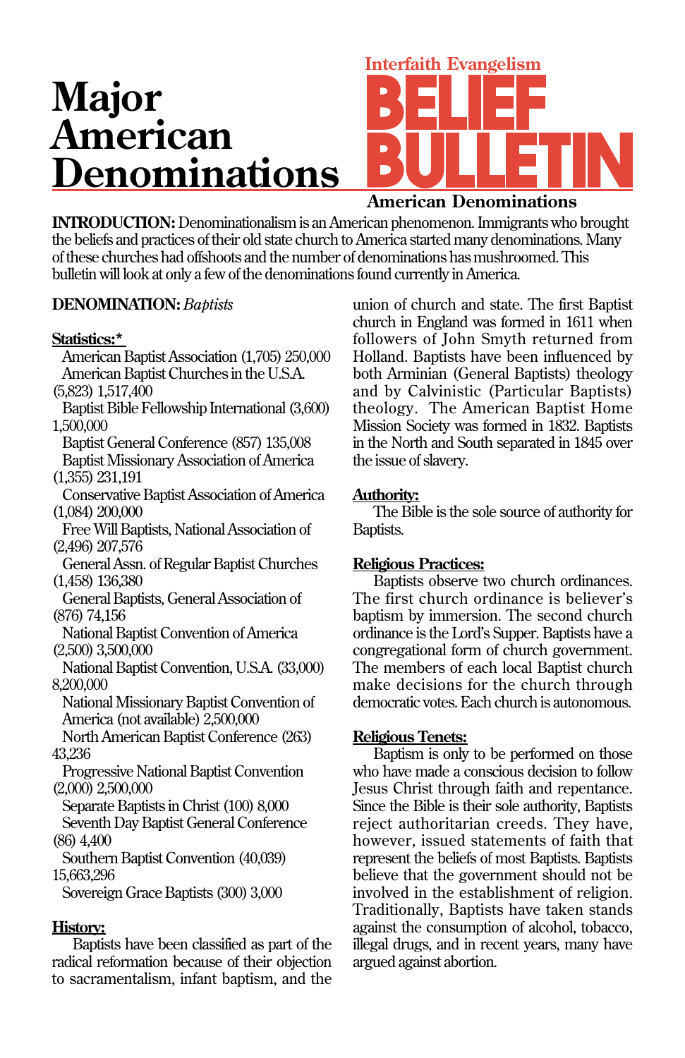# Major American Denominations

**Interfaith Evangelism**

# BELIEF BULLETIN

**American Denominations**

**INTRODUCTION:** Denominationalism is an American phenomenon. Immigrants who brought the beliefs and practices of their old state church to America started many denominations. Many of these churches had offshoots and the number of denominations has mushroomed. This bulletin will look at only a few of the denominations found currently in America.

**DENOMINATION:** *Baptists*

**Statistics:***

- American Baptist Association (1,705) 250,000
- American Baptist Churches in the U.S.A. (5,823) 1,517,400
- Baptist Bible Fellowship International (3,600) 1,500,000
- Baptist General Conference (857) 135,008
- Baptist Missionary Association of America (1,355) 231,191
- Conservative Baptist Association of America (1,084) 200,000
- Free Will Baptists, National Association of (2,496) 207,576
- General Assn. of Regular Baptist Churches (1,458) 136,380
- General Baptists, General Association of (876) 74,156
- National Baptist Convention of America (2,500) 3,500,000
- National Baptist Convention, U.S.A. (33,000) 8,200,000
- National Missionary Baptist Convention of America (not available) 2,500,000
- North American Baptist Conference (263) 43,236
- Progressive National Baptist Convention (2,000) 2,500,000
- Separate Baptists in Christ (100) 8,000
- Seventh Day Baptist General Conference (86) 4,400
- Southern Baptist Convention (40,039) 15,663,296
- Sovereign Grace Baptists (300) 3,000

**History:**

Baptists have been classified as part of the radical reformation because of their objection to sacramentalism, infant baptism, and the union of church and state. The first Baptist church in England was formed in 1611 when followers of John Smyth returned from Holland. Baptists have been influenced by both Arminian (General Baptists) theology and by Calvinistic (Particular Baptists) theology. The American Baptist Home Mission Society was formed in 1832. Baptists in the North and South separated in 1845 over the issue of slavery.

**Authority:**

The Bible is the sole source of authority for Baptists.

**Religious Practices:**

Baptists observe two church ordinances. The first church ordinance is believer's baptism by immersion. The second church ordinance is the Lord's Supper. Baptists have a congregational form of church government. The members of each local Baptist church make decisions for the church through democratic votes. Each church is autonomous.

**Religious Tenets:**

Baptism is only to be performed on those who have made a conscious decision to follow Jesus Christ through faith and repentance. Since the Bible is their sole authority, Baptists reject authoritarian creeds. They have, however, issued statements of faith that represent the beliefs of most Baptists. Baptists believe that the government should not be involved in the establishment of religion. Traditionally, Baptists have taken stands against the consumption of alcohol, tobacco, illegal drugs, and in recent years, many have argued against abortion.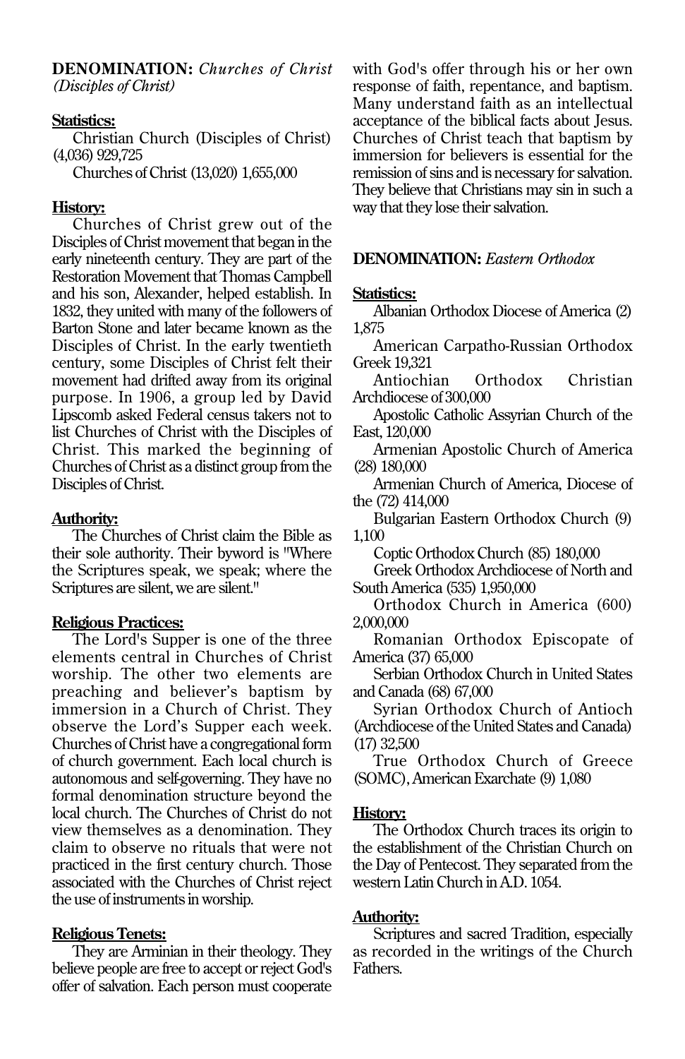**DENOMINATION:** *Churches of Christ (Disciples of Christ)*

**Statistics:**

Christian Church (Disciples of Christ) (4,036) 929,725

Churches of Christ (13,020) 1,655,000

**History:**

Churches of Christ grew out of the Disciples of Christ movement that began in the early nineteenth century. They are part of the Restoration Movement that Thomas Campbell and his son, Alexander, helped establish. In 1832, they united with many of the followers of Barton Stone and later became known as the Disciples of Christ. In the early twentieth century, some Disciples of Christ felt their movement had drifted away from its original purpose. In 1906, a group led by David Lipscomb asked Federal census takers not to list Churches of Christ with the Disciples of Christ. This marked the beginning of Churches of Christ as a distinct group from the Disciples of Christ.

**Authority:**

The Churches of Christ claim the Bible as their sole authority. Their byword is "Where the Scriptures speak, we speak; where the Scriptures are silent, we are silent."

**Religious Practices:**

The Lord's Supper is one of the three elements central in Churches of Christ worship. The other two elements are preaching and believer's baptism by immersion in a Church of Christ. They observe the Lord's Supper each week. Churches of Christ have a congregational form of church government. Each local church is autonomous and self-governing. They have no formal denomination structure beyond the local church. The Churches of Christ do not view themselves as a denomination. They claim to observe no rituals that were not practiced in the first century church. Those associated with the Churches of Christ reject the use of instruments in worship.

**Religious Tenets:**

They are Arminian in their theology. They believe people are free to accept or reject God's offer of salvation. Each person must cooperate with God's offer through his or her own response of faith, repentance, and baptism. Many understand faith as an intellectual acceptance of the biblical facts about Jesus. Churches of Christ teach that baptism by immersion for believers is essential for the remission of sins and is necessary for salvation. They believe that Christians may sin in such a way that they lose their salvation.

**DENOMINATION:** *Eastern Orthodox*

**Statistics:**

Albanian Orthodox Diocese of America (2) 1,875

American Carpatho-Russian Orthodox Greek 19,321

Antiochian Orthodox Christian Archdiocese of 300,000

Apostolic Catholic Assyrian Church of the East, 120,000

Armenian Apostolic Church of America (28) 180,000

Armenian Church of America, Diocese of the (72) 414,000

Bulgarian Eastern Orthodox Church (9) 1,100

Coptic Orthodox Church (85) 180,000

Greek Orthodox Archdiocese of North and South America (535) 1,950,000

Orthodox Church in America (600) 2,000,000

Romanian Orthodox Episcopate of America (37) 65,000

Serbian Orthodox Church in United States and Canada (68) 67,000

Syrian Orthodox Church of Antioch (Archdiocese of the United States and Canada) (17) 32,500

True Orthodox Church of Greece (SOMC), American Exarchate (9) 1,080

**History:**

The Orthodox Church traces its origin to the establishment of the Christian Church on the Day of Pentecost. They separated from the western Latin Church in A.D. 1054.

**Authority:**

Scriptures and sacred Tradition, especially as recorded in the writings of the Church Fathers.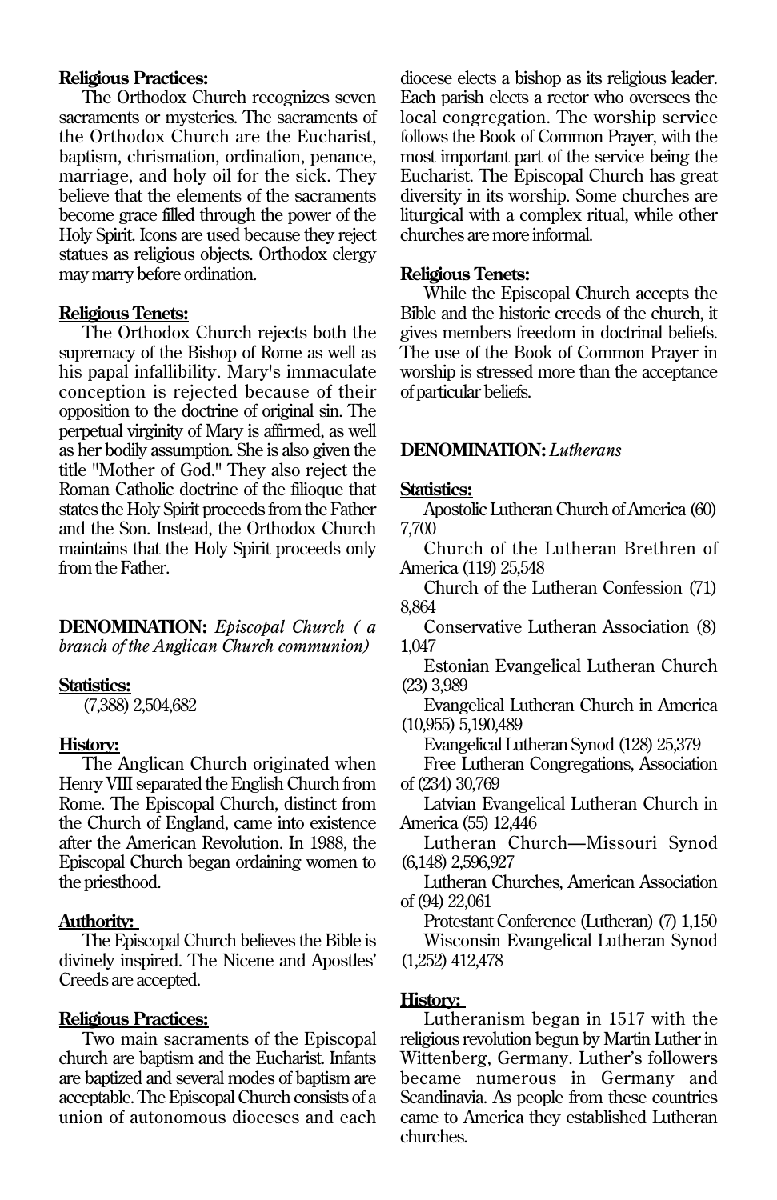**Religious Practices:**

The Orthodox Church recognizes seven sacraments or mysteries. The sacraments of the Orthodox Church are the Eucharist, baptism, chrismation, ordination, penance, marriage, and holy oil for the sick. They believe that the elements of the sacraments become grace filled through the power of the Holy Spirit. Icons are used because they reject statues as religious objects. Orthodox clergy may marry before ordination.

**Religious Tenets:**

The Orthodox Church rejects both the supremacy of the Bishop of Rome as well as his papal infallibility. Mary's immaculate conception is rejected because of their opposition to the doctrine of original sin. The perpetual virginity of Mary is affirmed, as well as her bodily assumption. She is also given the title "Mother of God." They also reject the Roman Catholic doctrine of the filioque that states the Holy Spirit proceeds from the Father and the Son. Instead, the Orthodox Church maintains that the Holy Spirit proceeds only from the Father.

**DENOMINATION:** *Episcopal Church ( a branch of the Anglican Church communion)*

**Statistics:**

(7,388) 2,504,682

**History:**

The Anglican Church originated when Henry VIII separated the English Church from Rome. The Episcopal Church, distinct from the Church of England, came into existence after the American Revolution. In 1988, the Episcopal Church began ordaining women to the priesthood.

**Authority:**

The Episcopal Church believes the Bible is divinely inspired. The Nicene and Apostles' Creeds are accepted.

**Religious Practices:**

Two main sacraments of the Episcopal church are baptism and the Eucharist. Infants are baptized and several modes of baptism are acceptable. The Episcopal Church consists of a union of autonomous dioceses and each diocese elects a bishop as its religious leader. Each parish elects a rector who oversees the local congregation. The worship service follows the Book of Common Prayer, with the most important part of the service being the Eucharist. The Episcopal Church has great diversity in its worship. Some churches are liturgical with a complex ritual, while other churches are more informal.

**Religious Tenets:**

While the Episcopal Church accepts the Bible and the historic creeds of the church, it gives members freedom in doctrinal beliefs. The use of the Book of Common Prayer in worship is stressed more than the acceptance of particular beliefs.

**DENOMINATION:** *Lutherans*

**Statistics:**

Apostolic Lutheran Church of America (60) 7,700

Church of the Lutheran Brethren of America (119) 25,548

Church of the Lutheran Confession (71) 8,864

Conservative Lutheran Association (8) 1,047

Estonian Evangelical Lutheran Church (23) 3,989

Evangelical Lutheran Church in America (10,955) 5,190,489

Evangelical Lutheran Synod (128) 25,379

Free Lutheran Congregations, Association of (234) 30,769

Latvian Evangelical Lutheran Church in America (55) 12,446

Lutheran Church—Missouri Synod (6,148) 2,596,927

Lutheran Churches, American Association of (94) 22,061

Protestant Conference (Lutheran) (7) 1,150

Wisconsin Evangelical Lutheran Synod (1,252) 412,478

**History:**

Lutheranism began in 1517 with the religious revolution begun by Martin Luther in Wittenberg, Germany. Luther's followers became numerous in Germany and Scandinavia. As people from these countries came to America they established Lutheran churches.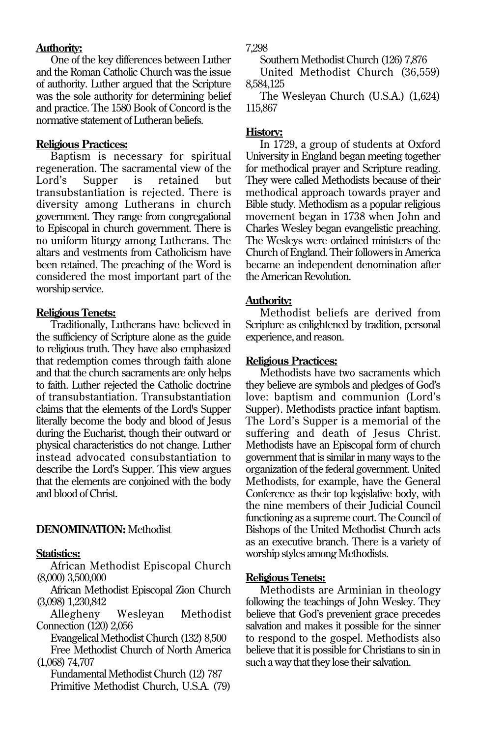**Authority:**

One of the key differences between Luther and the Roman Catholic Church was the issue of authority. Luther argued that the Scripture was the sole authority for determining belief and practice. The 1580 Book of Concord is the normative statement of Lutheran beliefs.

**Religious Practices:**

Baptism is necessary for spiritual regeneration. The sacramental view of the Lord's Supper is retained but transubstantiation is rejected. There is diversity among Lutherans in church government. They range from congregational to Episcopal in church government. There is no uniform liturgy among Lutherans. The altars and vestments from Catholicism have been retained. The preaching of the Word is considered the most important part of the worship service.

**Religious Tenets:**

Traditionally, Lutherans have believed in the sufficiency of Scripture alone as the guide to religious truth. They have also emphasized that redemption comes through faith alone and that the church sacraments are only helps to faith. Luther rejected the Catholic doctrine of transubstantiation. Transubstantiation claims that the elements of the Lord's Supper literally become the body and blood of Jesus during the Eucharist, though their outward or physical characteristics do not change. Luther instead advocated consubstantiation to describe the Lord's Supper. This view argues that the elements are conjoined with the body and blood of Christ.

**DENOMINATION:** Methodist

**Statistics:**

African Methodist Episcopal Church (8,000) 3,500,000

African Methodist Episcopal Zion Church (3,098) 1,230,842

Allegheny Wesleyan Methodist Connection (120) 2,056

Evangelical Methodist Church (132) 8,500

Free Methodist Church of North America (1,068) 74,707

Fundamental Methodist Church (12) 787

Primitive Methodist Church, U.S.A. (79) 7,298

Southern Methodist Church (126) 7,876

United Methodist Church (36,559) 8,584,125

The Wesleyan Church (U.S.A.) (1,624) 115,867

**History:**

In 1729, a group of students at Oxford University in England began meeting together for methodical prayer and Scripture reading. They were called Methodists because of their methodical approach towards prayer and Bible study. Methodism as a popular religious movement began in 1738 when John and Charles Wesley began evangelistic preaching. The Wesleys were ordained ministers of the Church of England. Their followers in America became an independent denomination after the American Revolution.

**Authority:**

Methodist beliefs are derived from Scripture as enlightened by tradition, personal experience, and reason.

**Religious Practices:**

Methodists have two sacraments which they believe are symbols and pledges of God's love: baptism and communion (Lord's Supper). Methodists practice infant baptism. The Lord's Supper is a memorial of the suffering and death of Jesus Christ. Methodists have an Episcopal form of church government that is similar in many ways to the organization of the federal government. United Methodists, for example, have the General Conference as their top legislative body, with the nine members of their Judicial Council functioning as a supreme court. The Council of Bishops of the United Methodist Church acts as an executive branch. There is a variety of worship styles among Methodists.

**Religious Tenets:**

Methodists are Arminian in theology following the teachings of John Wesley. They believe that God's prevenient grace precedes salvation and makes it possible for the sinner to respond to the gospel. Methodists also believe that it is possible for Christians to sin in such a way that they lose their salvation.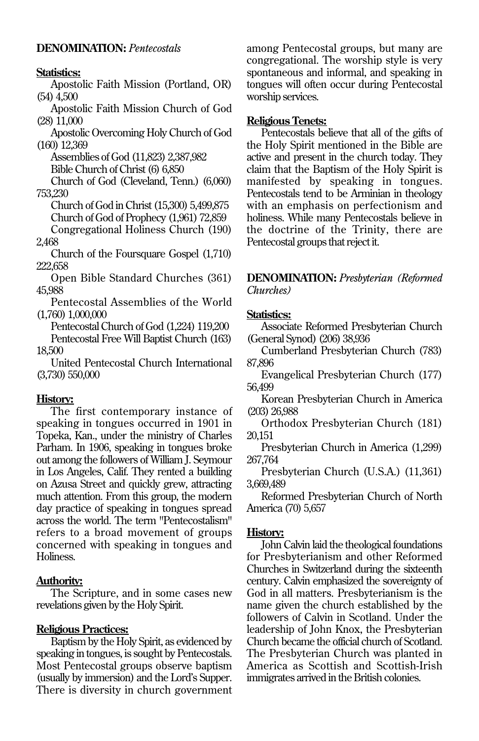**DENOMINATION:** *Pentecostals*

**Statistics:**

Apostolic Faith Mission (Portland, OR) (54) 4,500

Apostolic Faith Mission Church of God (28) 11,000

Apostolic Overcoming Holy Church of God (160) 12,369

Assemblies of God (11,823) 2,387,982

Bible Church of Christ (6) 6,850

Church of God (Cleveland, Tenn.) (6,060) 753,230

Church of God in Christ (15,300) 5,499,875

Church of God of Prophecy (1,961) 72,859

Congregational Holiness Church (190) 2,468

Church of the Foursquare Gospel (1,710) 222,658

Open Bible Standard Churches (361) 45,988

Pentecostal Assemblies of the World (1,760) 1,000,000

Pentecostal Church of God (1,224) 119,200

Pentecostal Free Will Baptist Church (163) 18,500

United Pentecostal Church International (3,730) 550,000

**History:**

The first contemporary instance of speaking in tongues occurred in 1901 in Topeka, Kan., under the ministry of Charles Parham. In 1906, speaking in tongues broke out among the followers of William J. Seymour in Los Angeles, Calif. They rented a building on Azusa Street and quickly grew, attracting much attention. From this group, the modern day practice of speaking in tongues spread across the world. The term "Pentecostalism" refers to a broad movement of groups concerned with speaking in tongues and Holiness.

**Authority:**

The Scripture, and in some cases new revelations given by the Holy Spirit.

**Religious Practices:**

Baptism by the Holy Spirit, as evidenced by speaking in tongues, is sought by Pentecostals. Most Pentecostal groups observe baptism (usually by immersion) and the Lord's Supper. There is diversity in church government among Pentecostal groups, but many are congregational. The worship style is very spontaneous and informal, and speaking in tongues will often occur during Pentecostal worship services.

**Religious Tenets:**

Pentecostals believe that all of the gifts of the Holy Spirit mentioned in the Bible are active and present in the church today. They claim that the Baptism of the Holy Spirit is manifested by speaking in tongues. Pentecostals tend to be Arminian in theology with an emphasis on perfectionism and holiness. While many Pentecostals believe in the doctrine of the Trinity, there are Pentecostal groups that reject it.

**DENOMINATION:** *Presbyterian (Reformed Churches)*

**Statistics:**

Associate Reformed Presbyterian Church (General Synod) (206) 38,936

Cumberland Presbyterian Church (783) 87,896

Evangelical Presbyterian Church (177) 56,499

Korean Presbyterian Church in America (203) 26,988

Orthodox Presbyterian Church (181) 20,151

Presbyterian Church in America (1,299) 267,764

Presbyterian Church (U.S.A.) (11,361) 3,669,489

Reformed Presbyterian Church of North America (70) 5,657

**History:**

John Calvin laid the theological foundations for Presbyterianism and other Reformed Churches in Switzerland during the sixteenth century. Calvin emphasized the sovereignty of God in all matters. Presbyterianism is the name given the church established by the followers of Calvin in Scotland. Under the leadership of John Knox, the Presbyterian Church became the official church of Scotland. The Presbyterian Church was planted in America as Scottish and Scottish-Irish immigrates arrived in the British colonies.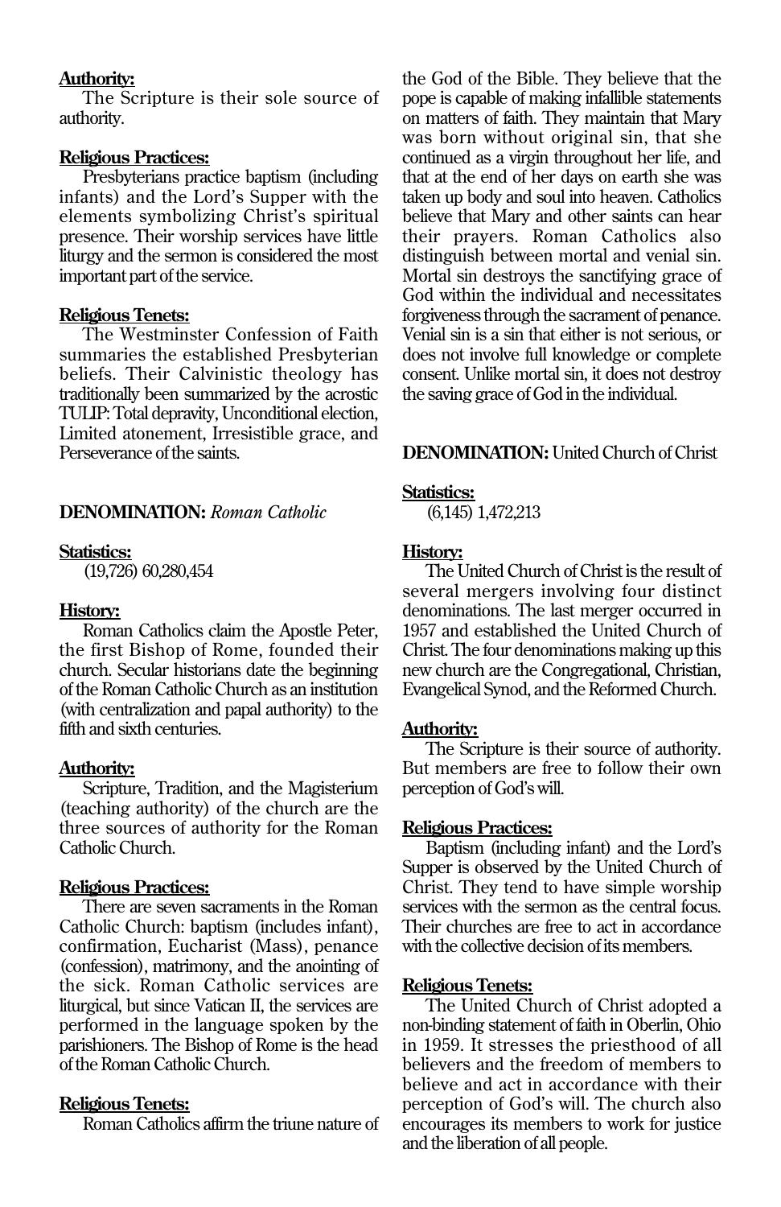**Authority:**

The Scripture is their sole source of authority.

**Religious Practices:**

Presbyterians practice baptism (including infants) and the Lord's Supper with the elements symbolizing Christ's spiritual presence. Their worship services have little liturgy and the sermon is considered the most important part of the service.

**Religious Tenets:**

The Westminster Confession of Faith summaries the established Presbyterian beliefs. Their Calvinistic theology has traditionally been summarized by the acrostic TULIP: Total depravity, Unconditional election, Limited atonement, Irresistible grace, and Perseverance of the saints.

**DENOMINATION:** *Roman Catholic*

**Statistics:**

(19,726) 60,280,454

**History:**

Roman Catholics claim the Apostle Peter, the first Bishop of Rome, founded their church. Secular historians date the beginning of the Roman Catholic Church as an institution (with centralization and papal authority) to the fifth and sixth centuries.

**Authority:**

Scripture, Tradition, and the Magisterium (teaching authority) of the church are the three sources of authority for the Roman Catholic Church.

**Religious Practices:**

There are seven sacraments in the Roman Catholic Church: baptism (includes infant), confirmation, Eucharist (Mass), penance (confession), matrimony, and the anointing of the sick. Roman Catholic services are liturgical, but since Vatican II, the services are performed in the language spoken by the parishioners. The Bishop of Rome is the head of the Roman Catholic Church.

**Religious Tenets:**

Roman Catholics affirm the triune nature of the God of the Bible. They believe that the pope is capable of making infallible statements on matters of faith. They maintain that Mary was born without original sin, that she continued as a virgin throughout her life, and that at the end of her days on earth she was taken up body and soul into heaven. Catholics believe that Mary and other saints can hear their prayers. Roman Catholics also distinguish between mortal and venial sin. Mortal sin destroys the sanctifying grace of God within the individual and necessitates forgiveness through the sacrament of penance. Venial sin is a sin that either is not serious, or does not involve full knowledge or complete consent. Unlike mortal sin, it does not destroy the saving grace of God in the individual.

**DENOMINATION:** United Church of Christ

**Statistics:**

(6,145) 1,472,213

**History:**

The United Church of Christ is the result of several mergers involving four distinct denominations. The last merger occurred in 1957 and established the United Church of Christ. The four denominations making up this new church are the Congregational, Christian, Evangelical Synod, and the Reformed Church.

**Authority:**

The Scripture is their source of authority. But members are free to follow their own perception of God's will.

**Religious Practices:**

Baptism (including infant) and the Lord's Supper is observed by the United Church of Christ. They tend to have simple worship services with the sermon as the central focus. Their churches are free to act in accordance with the collective decision of its members.

**Religious Tenets:**

The United Church of Christ adopted a non-binding statement of faith in Oberlin, Ohio in 1959. It stresses the priesthood of all believers and the freedom of members to believe and act in accordance with their perception of God's will. The church also encourages its members to work for justice and the liberation of all people.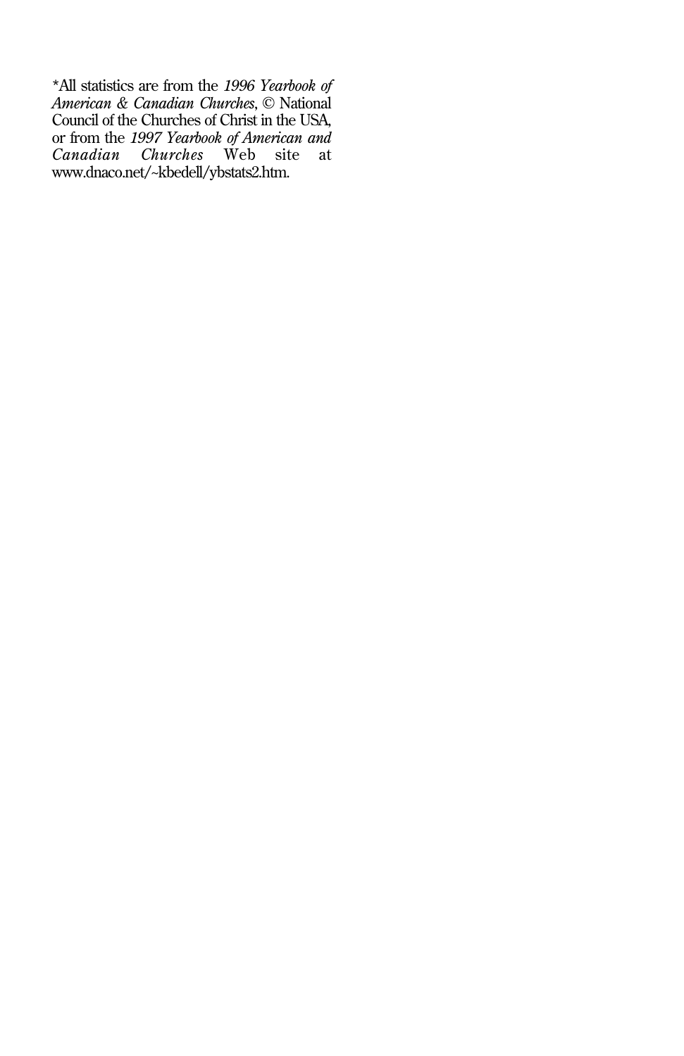*All statistics are from the *1996 Yearbook of American & Canadian Churches*, © National Council of the Churches of Christ in the USA, or from the *1997 Yearbook of American and Canadian Churches* Web site at www.dnaco.net/~kbedell/ybstats2.htm.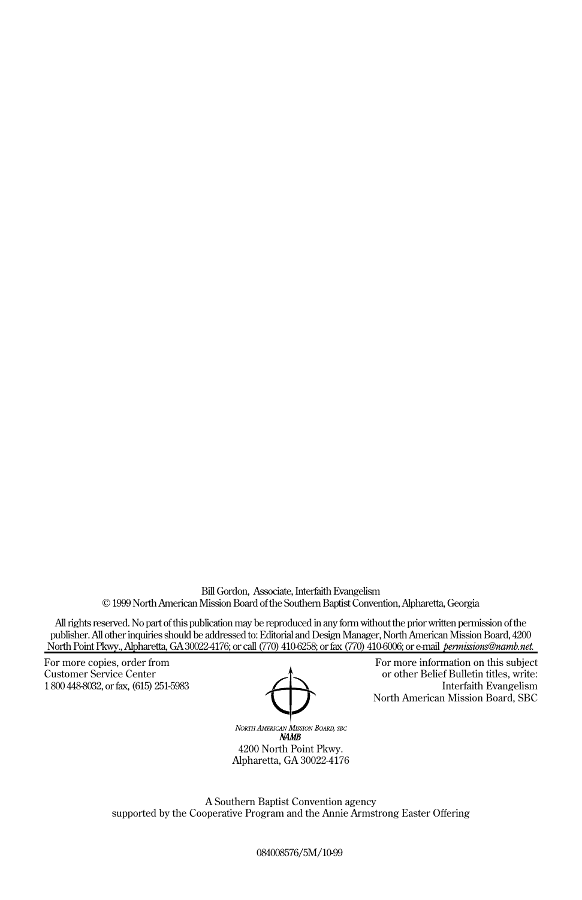Bill Gordon, Associate, Interfaith Evangelism
© 1999 North American Mission Board of the Southern Baptist Convention, Alpharetta, Georgia

All rights reserved. No part of this publication may be reproduced in any form without the prior written permission of the publisher. All other inquiries should be addressed to: Editorial and Design Manager, North American Mission Board, 4200 North Point Pkwy., Alpharetta, GA 30022-4176; or call (770) 410-6258; or fax (770) 410-6006; or e-mail *permissions@namb.net.*

For more copies, order from
Customer Service Center
1 800 448-8032, or fax, (615) 251-5983

For more information on this subject
or other Belief Bulletin titles, write:
Interfaith Evangelism
North American Mission Board, SBC

*North American Mission Board, SBC*
*NAMB*
4200 North Point Pkwy.
Alpharetta, GA 30022-4176

A Southern Baptist Convention agency
supported by the Cooperative Program and the Annie Armstrong Easter Offering

084008576/5M/10-99